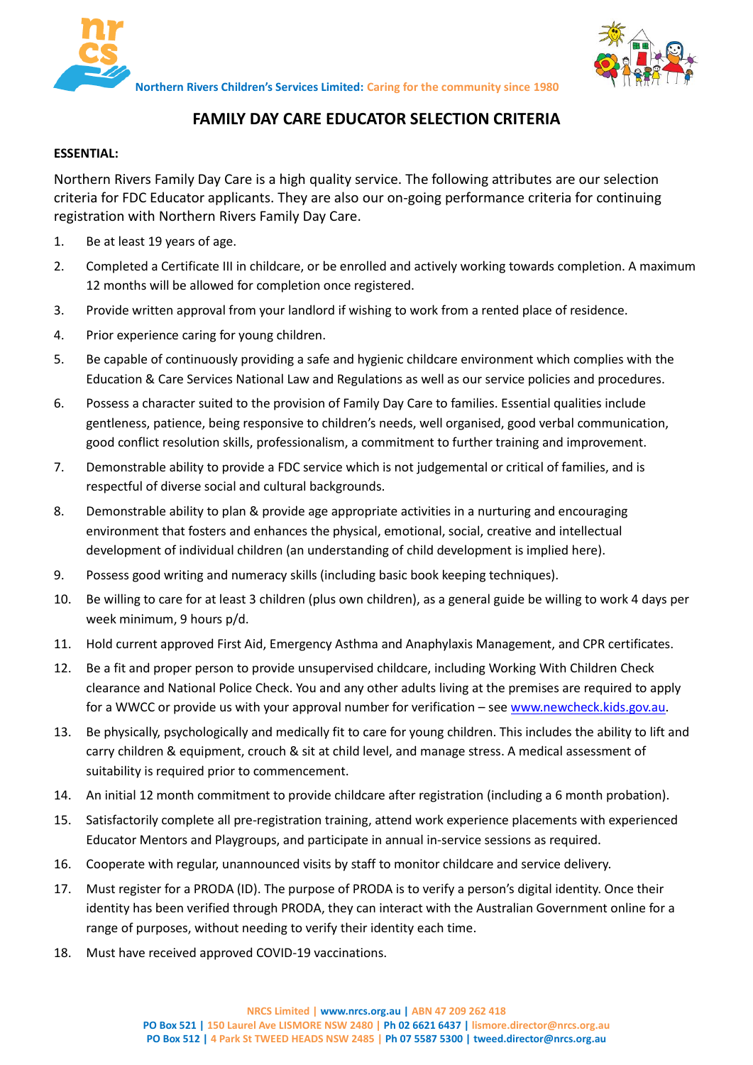Northern Rivers Children's Services Limited: Caring for the community since 1980

# FAMILY DAY CARE EDUCATOR SELECTION CRITERIA

**ESSENTIAL:**

Northern Rivers Family Day Care is a high quality service. The following attributes are our selection criteria for FDC Educator applicants. They are also our on-going performance criteria for continuing registration with Northern Rivers Family Day Care.

1. Be at least 19 years of age.
2. Completed a Certificate III in childcare, or be enrolled and actively working towards completion. A maximum 12 months will be allowed for completion once registered.
3. Provide written approval from your landlord if wishing to work from a rented place of residence.
4. Prior experience caring for young children.
5. Be capable of continuously providing a safe and hygienic childcare environment which complies with the Education & Care Services National Law and Regulations as well as our service policies and procedures.
6. Possess a character suited to the provision of Family Day Care to families. Essential qualities include gentleness, patience, being responsive to children's needs, well organised, good verbal communication, good conflict resolution skills, professionalism, a commitment to further training and improvement.
7. Demonstrable ability to provide a FDC service which is not judgemental or critical of families, and is respectful of diverse social and cultural backgrounds.
8. Demonstrable ability to plan & provide age appropriate activities in a nurturing and encouraging environment that fosters and enhances the physical, emotional, social, creative and intellectual development of individual children (an understanding of child development is implied here).
9. Possess good writing and numeracy skills (including basic book keeping techniques).
10. Be willing to care for at least 3 children (plus own children), as a general guide be willing to work 4 days per week minimum, 9 hours p/d.
11. Hold current approved First Aid, Emergency Asthma and Anaphylaxis Management, and CPR certificates.
12. Be a fit and proper person to provide unsupervised childcare, including Working With Children Check clearance and National Police Check. You and any other adults living at the premises are required to apply for a WWCC or provide us with your approval number for verification – see www.newcheck.kids.gov.au.
13. Be physically, psychologically and medically fit to care for young children. This includes the ability to lift and carry children & equipment, crouch & sit at child level, and manage stress. A medical assessment of suitability is required prior to commencement.
14. An initial 12 month commitment to provide childcare after registration (including a 6 month probation).
15. Satisfactorily complete all pre-registration training, attend work experience placements with experienced Educator Mentors and Playgroups, and participate in annual in-service sessions as required.
16. Cooperate with regular, unannounced visits by staff to monitor childcare and service delivery.
17. Must register for a PRODA (ID). The purpose of PRODA is to verify a person's digital identity. Once their identity has been verified through PRODA, they can interact with the Australian Government online for a range of purposes, without needing to verify their identity each time.
18. Must have received approved COVID-19 vaccinations.

NRCS Limited | www.nrcs.org.au | ABN 47 209 262 418
PO Box 521 | 150 Laurel Ave LISMORE NSW 2480 | Ph 02 6621 6437 | lismore.director@nrcs.org.au
PO Box 512 | 4 Park St TWEED HEADS NSW 2485 | Ph 07 5587 5300 | tweed.director@nrcs.org.au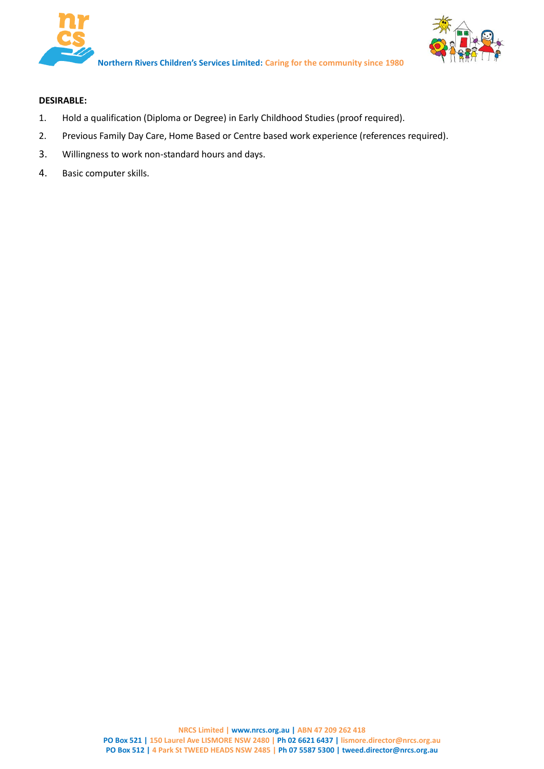**DESIRABLE:**

1. Hold a qualification (Diploma or Degree) in Early Childhood Studies (proof required).
2. Previous Family Day Care, Home Based or Centre based work experience (references required).
3. Willingness to work non-standard hours and days.
4. Basic computer skills.